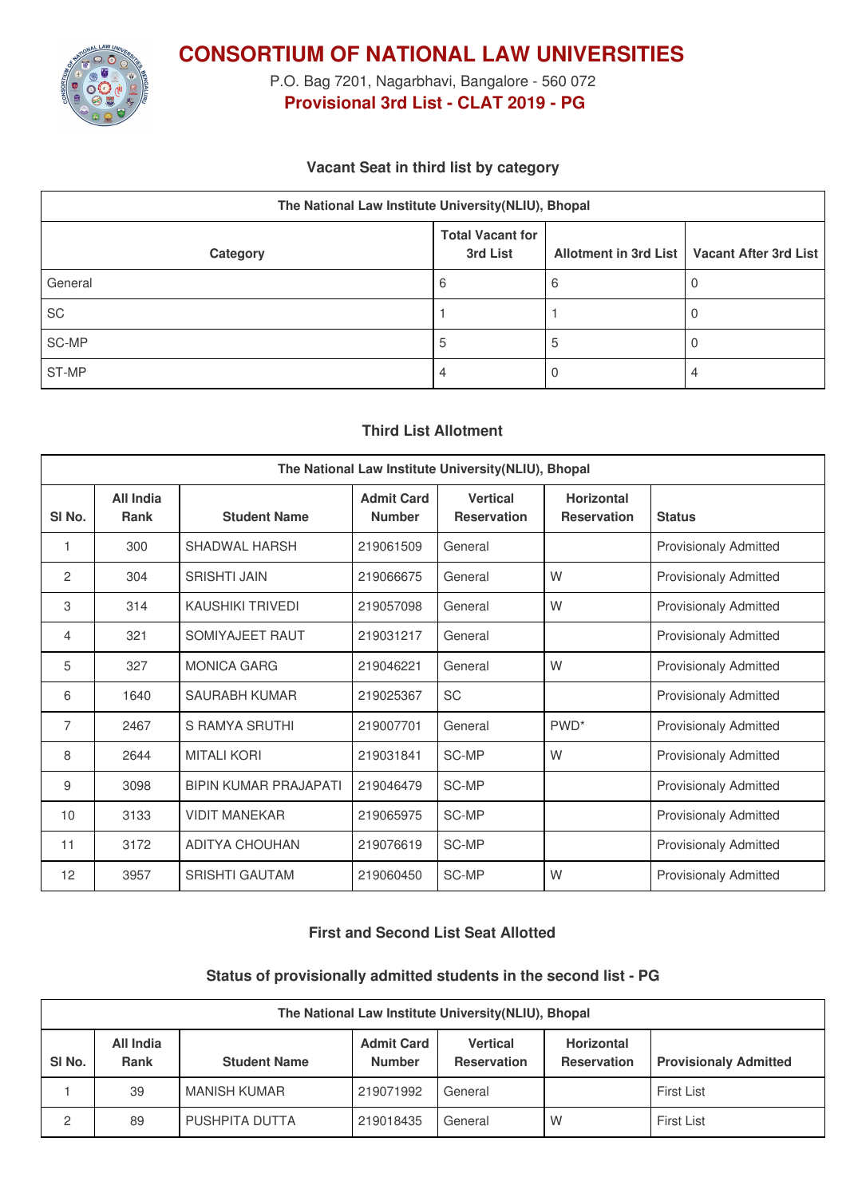# CONSORTIUM OF NATIONAL LAW UNIVERSITIES

P.O. Bag 7201, Nagarbhavi, Bangalore - 560 072

**Provisional 3rd List - CLAT 2019 - PG**

### Vacant Seat in third list by category

| The National Law Institute University(NLIU), Bhopal | | | |
|---|---|---|---|
| **Category** | **Total Vacant for 3rd List** | **Allotment in 3rd List** | **Vacant After 3rd List** |
| General | 6 | 6 | 0 |
| SC | 1 | 1 | 0 |
| SC-MP | 5 | 5 | 0 |
| ST-MP | 4 | 0 | 4 |

### Third List Allotment

| The National Law Institute University(NLIU), Bhopal | | | | | | |
|---|---|---|---|---|---|---|
| **Sl No.** | **All India Rank** | **Student Name** | **Admit Card Number** | **Vertical Reservation** | **Horizontal Reservation** | **Status** |
| 1 | 300 | SHADWAL HARSH | 219061509 | General | | Provisionaly Admitted |
| 2 | 304 | SRISHTI JAIN | 219066675 | General | W | Provisionaly Admitted |
| 3 | 314 | KAUSHIKI TRIVEDI | 219057098 | General | W | Provisionaly Admitted |
| 4 | 321 | SOMIYAJEET RAUT | 219031217 | General | | Provisionaly Admitted |
| 5 | 327 | MONICA GARG | 219046221 | General | W | Provisionaly Admitted |
| 6 | 1640 | SAURABH KUMAR | 219025367 | SC | | Provisionaly Admitted |
| 7 | 2467 | S RAMYA SRUTHI | 219007701 | General | PWD* | Provisionaly Admitted |
| 8 | 2644 | MITALI KORI | 219031841 | SC-MP | W | Provisionaly Admitted |
| 9 | 3098 | BIPIN KUMAR PRAJAPATI | 219046479 | SC-MP | | Provisionaly Admitted |
| 10 | 3133 | VIDIT MANEKAR | 219065975 | SC-MP | | Provisionaly Admitted |
| 11 | 3172 | ADITYA CHOUHAN | 219076619 | SC-MP | | Provisionaly Admitted |
| 12 | 3957 | SRISHTI GAUTAM | 219060450 | SC-MP | W | Provisionaly Admitted |

### First and Second List Seat Allotted

### Status of provisionally admitted students in the second list - PG

| The National Law Institute University(NLIU), Bhopal | | | | | | |
|---|---|---|---|---|---|---|
| **Sl No.** | **All India Rank** | **Student Name** | **Admit Card Number** | **Vertical Reservation** | **Horizontal Reservation** | **Provisionaly Admitted** |
| 1 | 39 | MANISH KUMAR | 219071992 | General | | First List |
| 2 | 89 | PUSHPITA DUTTA | 219018435 | General | W | First List |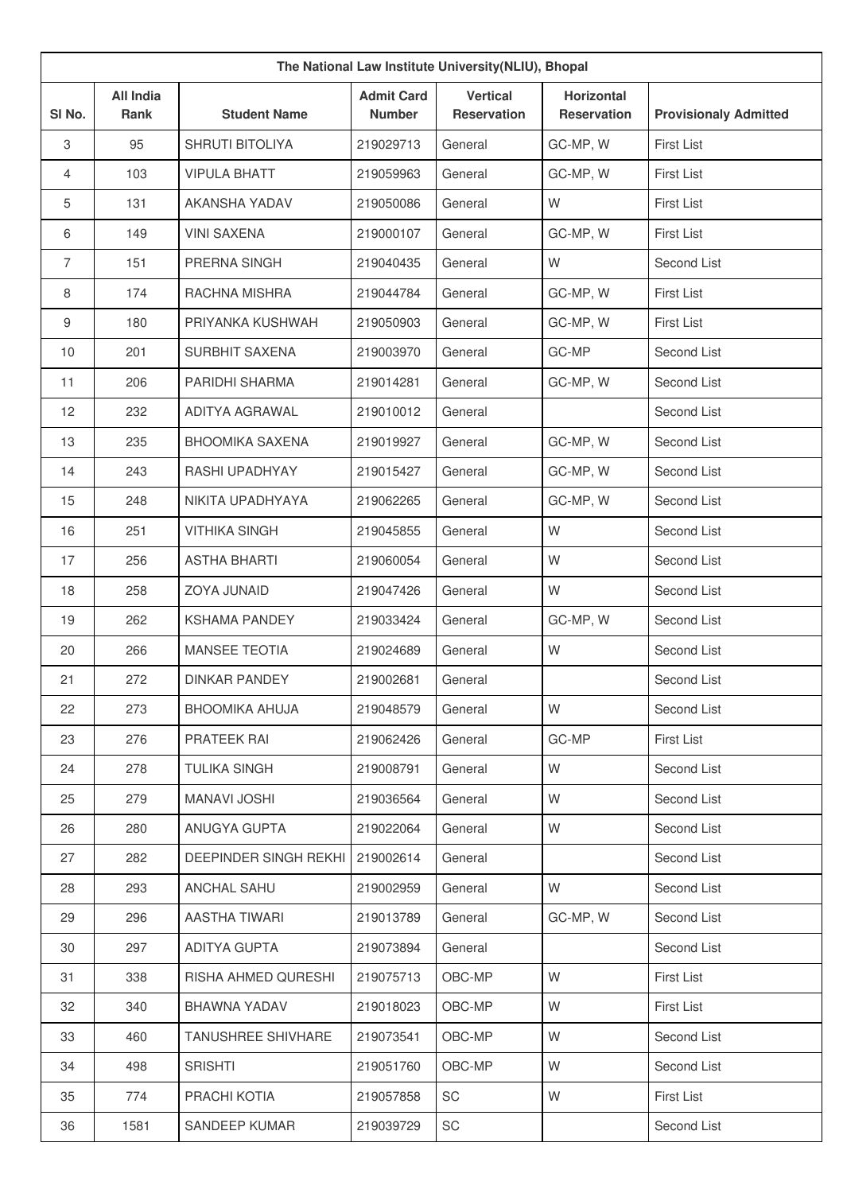| The National Law Institute University(NLIU), Bhopal | | | | | | |
|---|---|---|---|---|---|---|
| Sl No. | All India Rank | Student Name | Admit Card Number | Vertical Reservation | Horizontal Reservation | Provisionaly Admitted |
| 3 | 95 | SHRUTI BITOLIYA | 219029713 | General | GC-MP, W | First List |
| 4 | 103 | VIPULA BHATT | 219059963 | General | GC-MP, W | First List |
| 5 | 131 | AKANSHA YADAV | 219050086 | General | W | First List |
| 6 | 149 | VINI SAXENA | 219000107 | General | GC-MP, W | First List |
| 7 | 151 | PRERNA SINGH | 219040435 | General | W | Second List |
| 8 | 174 | RACHNA MISHRA | 219044784 | General | GC-MP, W | First List |
| 9 | 180 | PRIYANKA KUSHWAH | 219050903 | General | GC-MP, W | First List |
| 10 | 201 | SURBHIT SAXENA | 219003970 | General | GC-MP | Second List |
| 11 | 206 | PARIDHI SHARMA | 219014281 | General | GC-MP, W | Second List |
| 12 | 232 | ADITYA AGRAWAL | 219010012 | General | | Second List |
| 13 | 235 | BHOOMIKA SAXENA | 219019927 | General | GC-MP, W | Second List |
| 14 | 243 | RASHI UPADHYAY | 219015427 | General | GC-MP, W | Second List |
| 15 | 248 | NIKITA UPADHYAYA | 219062265 | General | GC-MP, W | Second List |
| 16 | 251 | VITHIKA SINGH | 219045855 | General | W | Second List |
| 17 | 256 | ASTHA BHARTI | 219060054 | General | W | Second List |
| 18 | 258 | ZOYA JUNAID | 219047426 | General | W | Second List |
| 19 | 262 | KSHAMA PANDEY | 219033424 | General | GC-MP, W | Second List |
| 20 | 266 | MANSEE TEOTIA | 219024689 | General | W | Second List |
| 21 | 272 | DINKAR PANDEY | 219002681 | General | | Second List |
| 22 | 273 | BHOOMIKA AHUJA | 219048579 | General | W | Second List |
| 23 | 276 | PRATEEK RAI | 219062426 | General | GC-MP | First List |
| 24 | 278 | TULIKA SINGH | 219008791 | General | W | Second List |
| 25 | 279 | MANAVI JOSHI | 219036564 | General | W | Second List |
| 26 | 280 | ANUGYA GUPTA | 219022064 | General | W | Second List |
| 27 | 282 | DEEPINDER SINGH REKHI | 219002614 | General | | Second List |
| 28 | 293 | ANCHAL SAHU | 219002959 | General | W | Second List |
| 29 | 296 | AASTHA TIWARI | 219013789 | General | GC-MP, W | Second List |
| 30 | 297 | ADITYA GUPTA | 219073894 | General | | Second List |
| 31 | 338 | RISHA AHMED QURESHI | 219075713 | OBC-MP | W | First List |
| 32 | 340 | BHAWNA YADAV | 219018023 | OBC-MP | W | First List |
| 33 | 460 | TANUSHREE SHIVHARE | 219073541 | OBC-MP | W | Second List |
| 34 | 498 | SRISHTI | 219051760 | OBC-MP | W | Second List |
| 35 | 774 | PRACHI KOTIA | 219057858 | SC | W | First List |
| 36 | 1581 | SANDEEP KUMAR | 219039729 | SC | | Second List |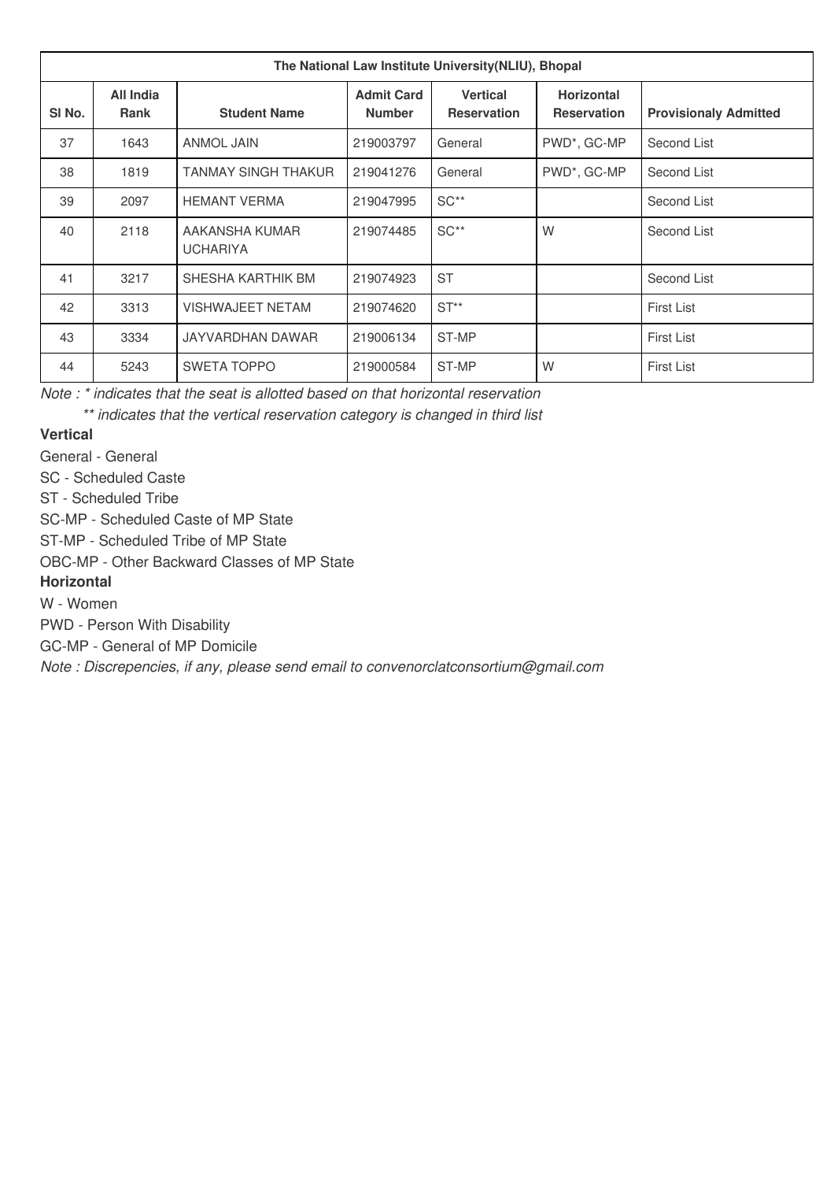| The National Law Institute University(NLIU), Bhopal | | | | | | |
|---|---|---|---|---|---|---|
| Sl No. | All India Rank | Student Name | Admit Card Number | Vertical Reservation | Horizontal Reservation | Provisionaly Admitted |
| 37 | 1643 | ANMOL JAIN | 219003797 | General | PWD*, GC-MP | Second List |
| 38 | 1819 | TANMAY SINGH THAKUR | 219041276 | General | PWD*, GC-MP | Second List |
| 39 | 2097 | HEMANT VERMA | 219047995 | SC** | | Second List |
| 40 | 2118 | AAKANSHA KUMAR UCHARIYA | 219074485 | SC** | W | Second List |
| 41 | 3217 | SHESHA KARTHIK BM | 219074923 | ST | | Second List |
| 42 | 3313 | VISHWAJEET NETAM | 219074620 | ST** | | First List |
| 43 | 3334 | JAYVARDHAN DAWAR | 219006134 | ST-MP | | First List |
| 44 | 5243 | SWETA TOPPO | 219000584 | ST-MP | W | First List |

*Note : * indicates that the seat is allotted based on that horizontal reservation*

*** indicates that the vertical reservation category is changed in third list*

**Vertical**

General - General

SC - Scheduled Caste

ST - Scheduled Tribe

SC-MP - Scheduled Caste of MP State

ST-MP - Scheduled Tribe of MP State

OBC-MP - Other Backward Classes of MP State

**Horizontal**

W - Women

PWD - Person With Disability

GC-MP - General of MP Domicile

*Note : Discrepencies, if any, please send email to convenorclatconsortium@gmail.com*